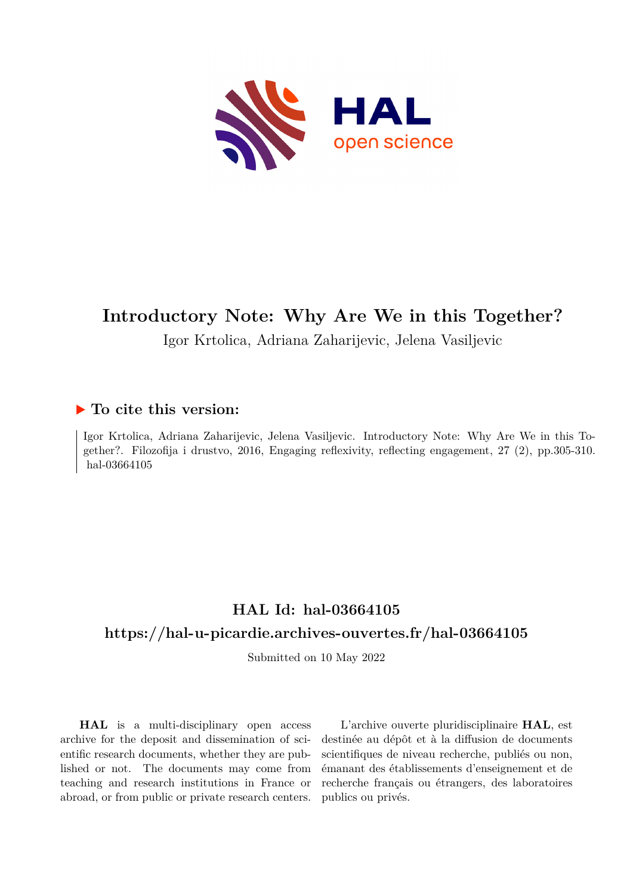# Introductory Note: Why Are We in this Together?

Igor Krtolica, Adriana Zaharijevic, Jelena Vasiljevic

## ▶ To cite this version:

Igor Krtolica, Adriana Zaharijevic, Jelena Vasiljevic. Introductory Note: Why Are We in this Together?. Filozofija i drustvo, 2016, Engaging reflexivity, reflecting engagement, 27 (2), pp.305-310. hal-03664105

## HAL Id: hal-03664105

## https://hal-u-picardie.archives-ouvertes.fr/hal-03664105

Submitted on 10 May 2022

**HAL** is a multi-disciplinary open access archive for the deposit and dissemination of scientific research documents, whether they are published or not. The documents may come from teaching and research institutions in France or abroad, or from public or private research centers.

L'archive ouverte pluridisciplinaire **HAL**, est destinée au dépôt et à la diffusion de documents scientifiques de niveau recherche, publiés ou non, émanant des établissements d'enseignement et de recherche français ou étrangers, des laboratoires publics ou privés.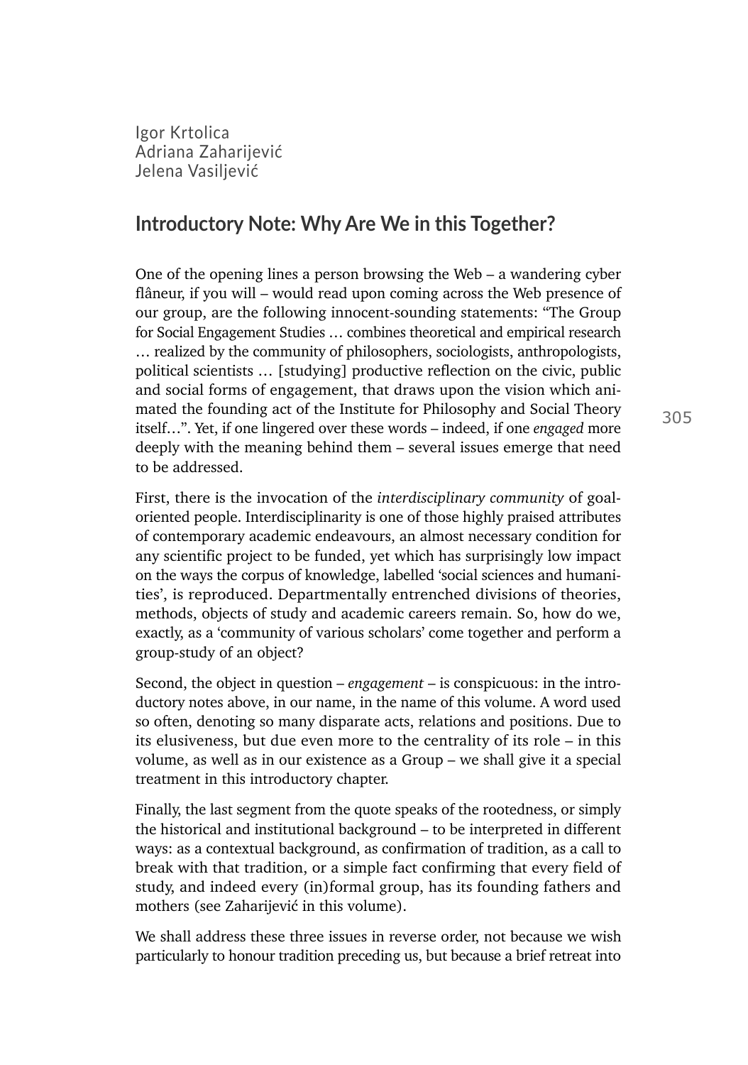Igor Krtolica
Adriana Zaharijević
Jelena Vasiljević

## Introductory Note: Why Are We in this Together?

One of the opening lines a person browsing the Web – a wandering cyber flâneur, if you will – would read upon coming across the Web presence of our group, are the following innocent-sounding statements: "The Group for Social Engagement Studies … combines theoretical and empirical research … realized by the community of philosophers, sociologists, anthropologists, political scientists … [studying] productive reflection on the civic, public and social forms of engagement, that draws upon the vision which animated the founding act of the Institute for Philosophy and Social Theory itself…". Yet, if one lingered over these words – indeed, if one *engaged* more deeply with the meaning behind them – several issues emerge that need to be addressed.

First, there is the invocation of the *interdisciplinary community* of goal-oriented people. Interdisciplinarity is one of those highly praised attributes of contemporary academic endeavours, an almost necessary condition for any scientific project to be funded, yet which has surprisingly low impact on the ways the corpus of knowledge, labelled 'social sciences and humanities', is reproduced. Departmentally entrenched divisions of theories, methods, objects of study and academic careers remain. So, how do we, exactly, as a 'community of various scholars' come together and perform a group-study of an object?

Second, the object in question – *engagement* – is conspicuous: in the introductory notes above, in our name, in the name of this volume. A word used so often, denoting so many disparate acts, relations and positions. Due to its elusiveness, but due even more to the centrality of its role – in this volume, as well as in our existence as a Group – we shall give it a special treatment in this introductory chapter.

Finally, the last segment from the quote speaks of the rootedness, or simply the historical and institutional background – to be interpreted in different ways: as a contextual background, as confirmation of tradition, as a call to break with that tradition, or a simple fact confirming that every field of study, and indeed every (in)formal group, has its founding fathers and mothers (see Zaharijević in this volume).

We shall address these three issues in reverse order, not because we wish particularly to honour tradition preceding us, but because a brief retreat into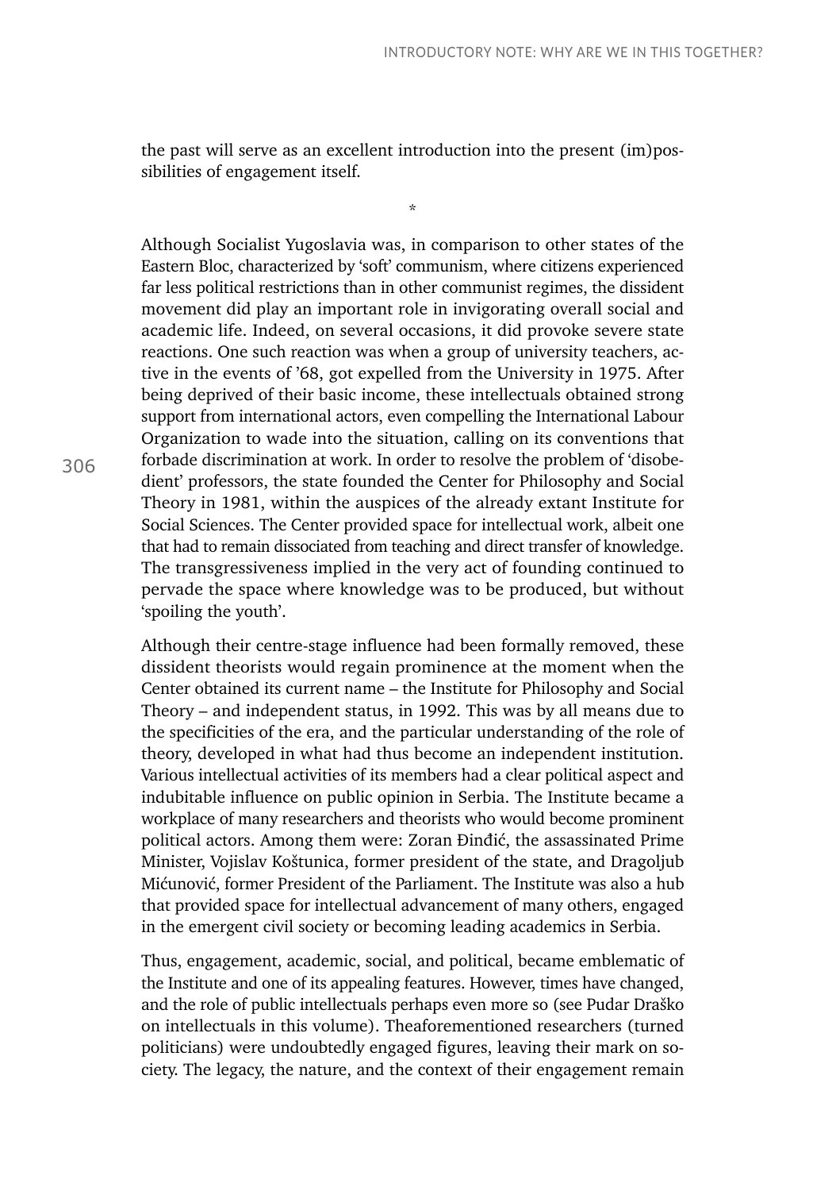the past will serve as an excellent introduction into the present (im)possibilities of engagement itself.

*

Although Socialist Yugoslavia was, in comparison to other states of the Eastern Bloc, characterized by 'soft' communism, where citizens experienced far less political restrictions than in other communist regimes, the dissident movement did play an important role in invigorating overall social and academic life. Indeed, on several occasions, it did provoke severe state reactions. One such reaction was when a group of university teachers, active in the events of '68, got expelled from the University in 1975. After being deprived of their basic income, these intellectuals obtained strong support from international actors, even compelling the International Labour Organization to wade into the situation, calling on its conventions that forbade discrimination at work. In order to resolve the problem of 'disobedient' professors, the state founded the Center for Philosophy and Social Theory in 1981, within the auspices of the already extant Institute for Social Sciences. The Center provided space for intellectual work, albeit one that had to remain dissociated from teaching and direct transfer of knowledge. The transgressiveness implied in the very act of founding continued to pervade the space where knowledge was to be produced, but without 'spoiling the youth'.

Although their centre-stage influence had been formally removed, these dissident theorists would regain prominence at the moment when the Center obtained its current name – the Institute for Philosophy and Social Theory – and independent status, in 1992. This was by all means due to the specificities of the era, and the particular understanding of the role of theory, developed in what had thus become an independent institution. Various intellectual activities of its members had a clear political aspect and indubitable influence on public opinion in Serbia. The Institute became a workplace of many researchers and theorists who would become prominent political actors. Among them were: Zoran Đinđić, the assassinated Prime Minister, Vojislav Koštunica, former president of the state, and Dragoljub Mićunović, former President of the Parliament. The Institute was also a hub that provided space for intellectual advancement of many others, engaged in the emergent civil society or becoming leading academics in Serbia.

Thus, engagement, academic, social, and political, became emblematic of the Institute and one of its appealing features. However, times have changed, and the role of public intellectuals perhaps even more so (see Pudar Draško on intellectuals in this volume). Theaforementioned researchers (turned politicians) were undoubtedly engaged figures, leaving their mark on society. The legacy, the nature, and the context of their engagement remain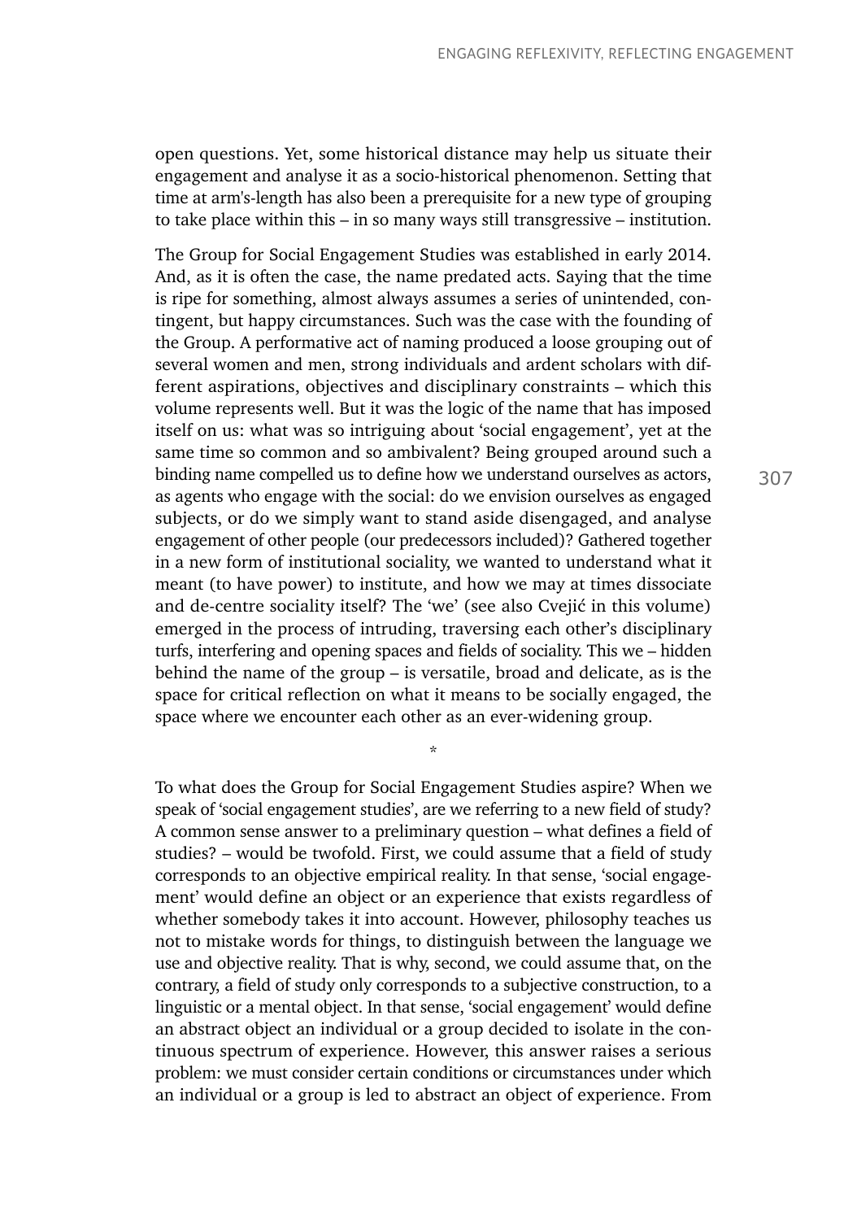open questions. Yet, some historical distance may help us situate their engagement and analyse it as a socio-historical phenomenon. Setting that time at arm's-length has also been a prerequisite for a new type of grouping to take place within this – in so many ways still transgressive – institution.

The Group for Social Engagement Studies was established in early 2014. And, as it is often the case, the name predated acts. Saying that the time is ripe for something, almost always assumes a series of unintended, contingent, but happy circumstances. Such was the case with the founding of the Group. A performative act of naming produced a loose grouping out of several women and men, strong individuals and ardent scholars with different aspirations, objectives and disciplinary constraints – which this volume represents well. But it was the logic of the name that has imposed itself on us: what was so intriguing about 'social engagement', yet at the same time so common and so ambivalent? Being grouped around such a binding name compelled us to define how we understand ourselves as actors, as agents who engage with the social: do we envision ourselves as engaged subjects, or do we simply want to stand aside disengaged, and analyse engagement of other people (our predecessors included)? Gathered together in a new form of institutional sociality, we wanted to understand what it meant (to have power) to institute, and how we may at times dissociate and de-centre sociality itself? The 'we' (see also Cvejić in this volume) emerged in the process of intruding, traversing each other's disciplinary turfs, interfering and opening spaces and fields of sociality. This we – hidden behind the name of the group – is versatile, broad and delicate, as is the space for critical reflection on what it means to be socially engaged, the space where we encounter each other as an ever-widening group.

*

To what does the Group for Social Engagement Studies aspire? When we speak of 'social engagement studies', are we referring to a new field of study? A common sense answer to a preliminary question – what defines a field of studies? – would be twofold. First, we could assume that a field of study corresponds to an objective empirical reality. In that sense, 'social engagement' would define an object or an experience that exists regardless of whether somebody takes it into account. However, philosophy teaches us not to mistake words for things, to distinguish between the language we use and objective reality. That is why, second, we could assume that, on the contrary, a field of study only corresponds to a subjective construction, to a linguistic or a mental object. In that sense, 'social engagement' would define an abstract object an individual or a group decided to isolate in the continuous spectrum of experience. However, this answer raises a serious problem: we must consider certain conditions or circumstances under which an individual or a group is led to abstract an object of experience. From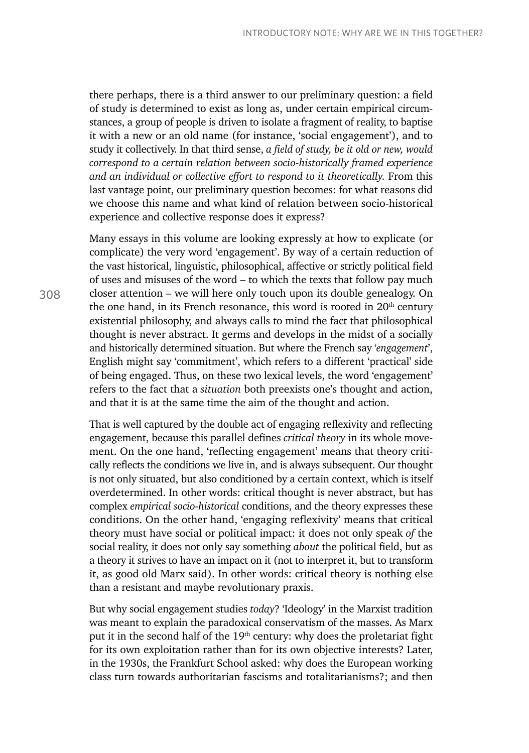there perhaps, there is a third answer to our preliminary question: a field of study is determined to exist as long as, under certain empirical circumstances, a group of people is driven to isolate a fragment of reality, to baptise it with a new or an old name (for instance, 'social engagement'), and to study it collectively. In that third sense, *a field of study, be it old or new, would correspond to a certain relation between socio-historically framed experience and an individual or collective effort to respond to it theoretically.* From this last vantage point, our preliminary question becomes: for what reasons did we choose this name and what kind of relation between socio-historical experience and collective response does it express?

Many essays in this volume are looking expressly at how to explicate (or complicate) the very word 'engagement'. By way of a certain reduction of the vast historical, linguistic, philosophical, affective or strictly political field of uses and misuses of the word – to which the texts that follow pay much closer attention – we will here only touch upon its double genealogy. On the one hand, in its French resonance, this word is rooted in 20th century existential philosophy, and always calls to mind the fact that philosophical thought is never abstract. It germs and develops in the midst of a socially and historically determined situation. But where the French say '*engagement*', English might say 'commitment', which refers to a different 'practical' side of being engaged. Thus, on these two lexical levels, the word 'engagement' refers to the fact that a *situation* both preexists one's thought and action, and that it is at the same time the aim of the thought and action.

That is well captured by the double act of engaging reflexivity and reflecting engagement, because this parallel defines *critical theory* in its whole movement. On the one hand, 'reflecting engagement' means that theory critically reflects the conditions we live in, and is always subsequent. Our thought is not only situated, but also conditioned by a certain context, which is itself overdetermined. In other words: critical thought is never abstract, but has complex *empirical socio-historical* conditions, and the theory expresses these conditions. On the other hand, 'engaging reflexivity' means that critical theory must have social or political impact: it does not only speak *of* the social reality, it does not only say something *about* the political field, but as a theory it strives to have an impact on it (not to interpret it, but to transform it, as good old Marx said). In other words: critical theory is nothing else than a resistant and maybe revolutionary praxis.

But why social engagement studies *today*? 'Ideology' in the Marxist tradition was meant to explain the paradoxical conservatism of the masses. As Marx put it in the second half of the 19th century: why does the proletariat fight for its own exploitation rather than for its own objective interests? Later, in the 1930s, the Frankfurt School asked: why does the European working class turn towards authoritarian fascisms and totalitarianisms?; and then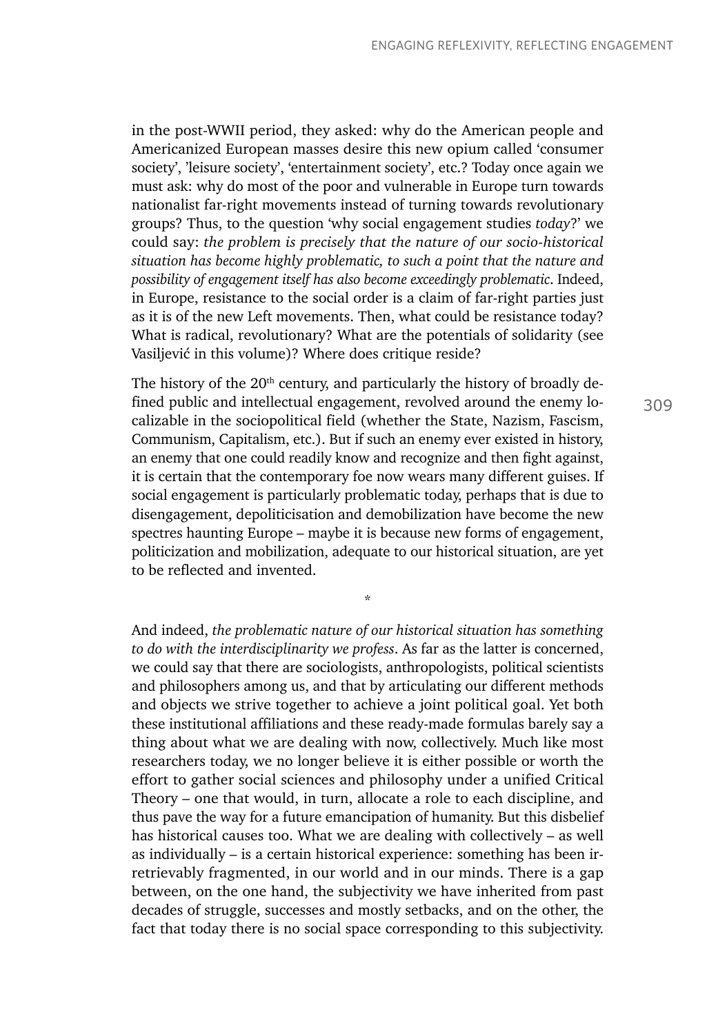in the post-WWII period, they asked: why do the American people and Americanized European masses desire this new opium called 'consumer society', 'leisure society', 'entertainment society', etc.? Today once again we must ask: why do most of the poor and vulnerable in Europe turn towards nationalist far-right movements instead of turning towards revolutionary groups? Thus, to the question 'why social engagement studies *today*?' we could say: *the problem is precisely that the nature of our socio-historical situation has become highly problematic, to such a point that the nature and possibility of engagement itself has also become exceedingly problematic*. Indeed, in Europe, resistance to the social order is a claim of far-right parties just as it is of the new Left movements. Then, what could be resistance today? What is radical, revolutionary? What are the potentials of solidarity (see Vasiljević in this volume)? Where does critique reside?

The history of the 20th century, and particularly the history of broadly defined public and intellectual engagement, revolved around the enemy localizable in the sociopolitical field (whether the State, Nazism, Fascism, Communism, Capitalism, etc.). But if such an enemy ever existed in history, an enemy that one could readily know and recognize and then fight against, it is certain that the contemporary foe now wears many different guises. If social engagement is particularly problematic today, perhaps that is due to disengagement, depoliticisation and demobilization have become the new spectres haunting Europe – maybe it is because new forms of engagement, politicization and mobilization, adequate to our historical situation, are yet to be reflected and invented.

*

And indeed, *the problematic nature of our historical situation has something to do with the interdisciplinarity we profess*. As far as the latter is concerned, we could say that there are sociologists, anthropologists, political scientists and philosophers among us, and that by articulating our different methods and objects we strive together to achieve a joint political goal. Yet both these institutional affiliations and these ready-made formulas barely say a thing about what we are dealing with now, collectively. Much like most researchers today, we no longer believe it is either possible or worth the effort to gather social sciences and philosophy under a unified Critical Theory – one that would, in turn, allocate a role to each discipline, and thus pave the way for a future emancipation of humanity. But this disbelief has historical causes too. What we are dealing with collectively – as well as individually – is a certain historical experience: something has been irretrievably fragmented, in our world and in our minds. There is a gap between, on the one hand, the subjectivity we have inherited from past decades of struggle, successes and mostly setbacks, and on the other, the fact that today there is no social space corresponding to this subjectivity.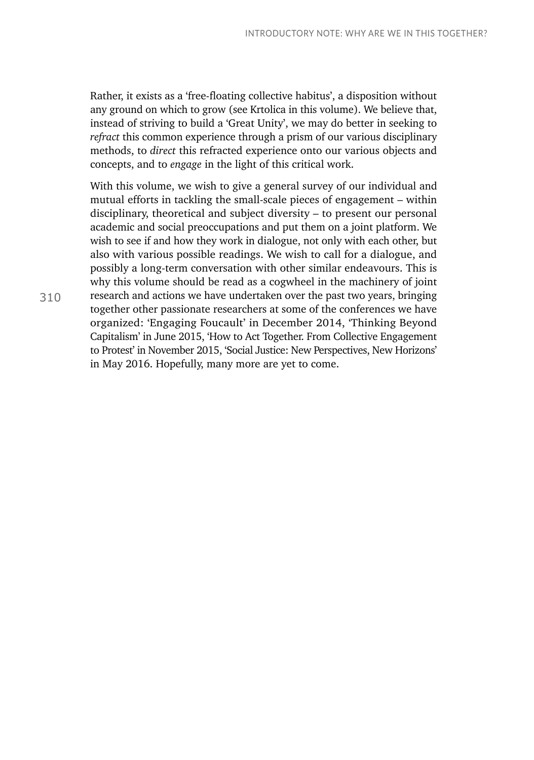Rather, it exists as a 'free-floating collective habitus', a disposition without any ground on which to grow (see Krtolica in this volume). We believe that, instead of striving to build a 'Great Unity', we may do better in seeking to *refract* this common experience through a prism of our various disciplinary methods, to *direct* this refracted experience onto our various objects and concepts, and to *engage* in the light of this critical work.

With this volume, we wish to give a general survey of our individual and mutual efforts in tackling the small-scale pieces of engagement – within disciplinary, theoretical and subject diversity – to present our personal academic and social preoccupations and put them on a joint platform. We wish to see if and how they work in dialogue, not only with each other, but also with various possible readings. We wish to call for a dialogue, and possibly a long-term conversation with other similar endeavours. This is why this volume should be read as a cogwheel in the machinery of joint research and actions we have undertaken over the past two years, bringing together other passionate researchers at some of the conferences we have organized: 'Engaging Foucault' in December 2014, 'Thinking Beyond Capitalism' in June 2015, 'How to Act Together. From Collective Engagement to Protest' in November 2015, 'Social Justice: New Perspectives, New Horizons' in May 2016. Hopefully, many more are yet to come.